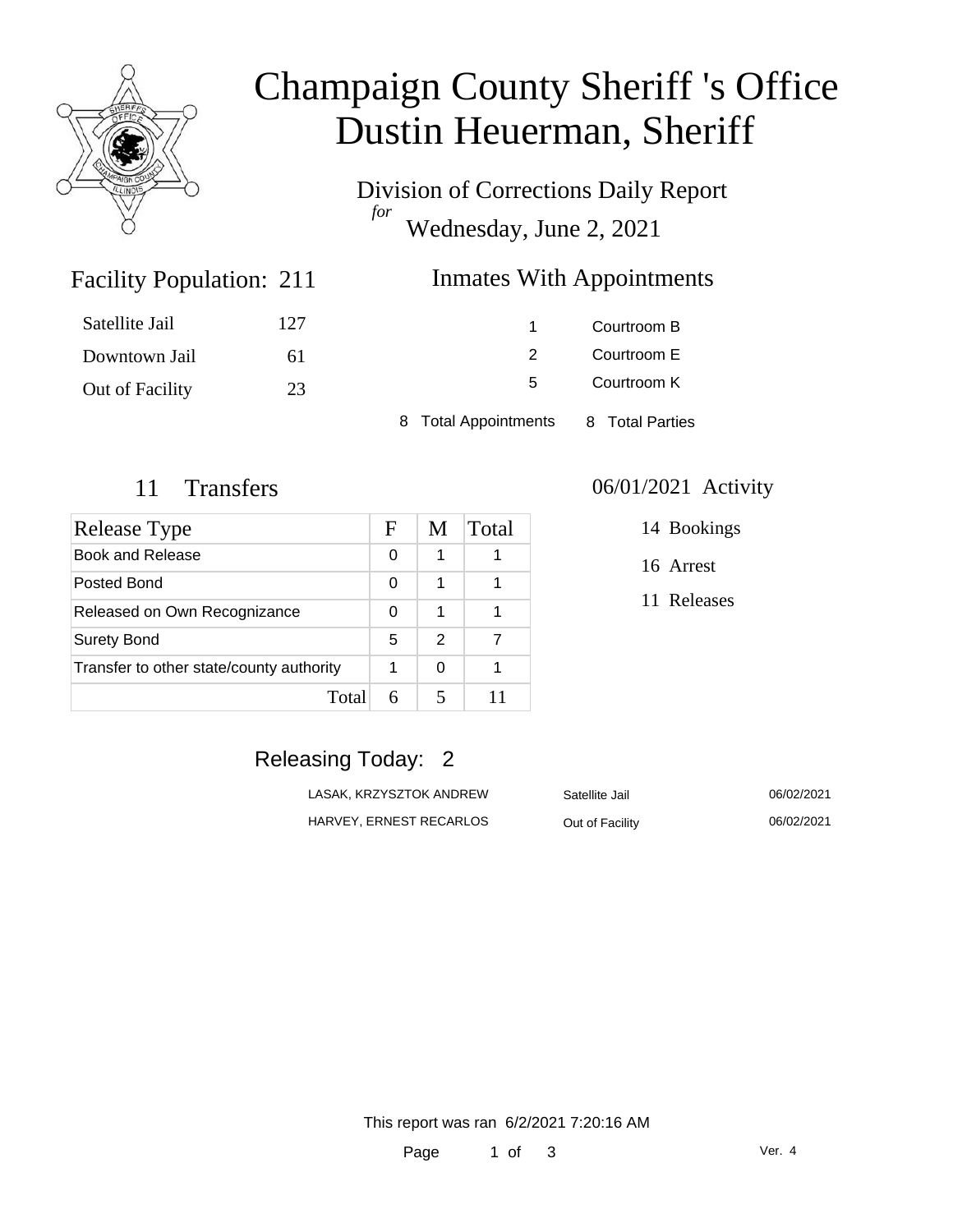# Champaign County Sheriff 's Office
# Dustin Heuerman, Sheriff

Division of Corrections Daily Report
*for*
Wednesday, June 2, 2021

## Facility Population: 211

| | |
|---|---|
| Satellite Jail | 127 |
| Downtown Jail | 61 |
| Out of Facility | 23 |

## Inmates With Appointments

| | |
|---|---|
| 1 | Courtroom B |
| 2 | Courtroom E |
| 5 | Courtroom K |

8 Total Appointments    8 Total Parties

## 11 Transfers

| Release Type | F | M | Total |
|---|---|---|---|
| Book and Release | 0 | 1 | 1 |
| Posted Bond | 0 | 1 | 1 |
| Released on Own Recognizance | 0 | 1 | 1 |
| Surety Bond | 5 | 2 | 7 |
| Transfer to other state/county authority | 1 | 0 | 1 |
| Total | 6 | 5 | 11 |

## 06/01/2021 Activity

14 Bookings

16 Arrest

11 Releases

## Releasing Today: 2

| | | |
|---|---|---|
| LASAK, KRZYSZTOK ANDREW | Satellite Jail | 06/02/2021 |
| HARVEY, ERNEST RECARLOS | Out of Facility | 06/02/2021 |

This report was ran 6/2/2021 7:20:16 AM

Ver. 4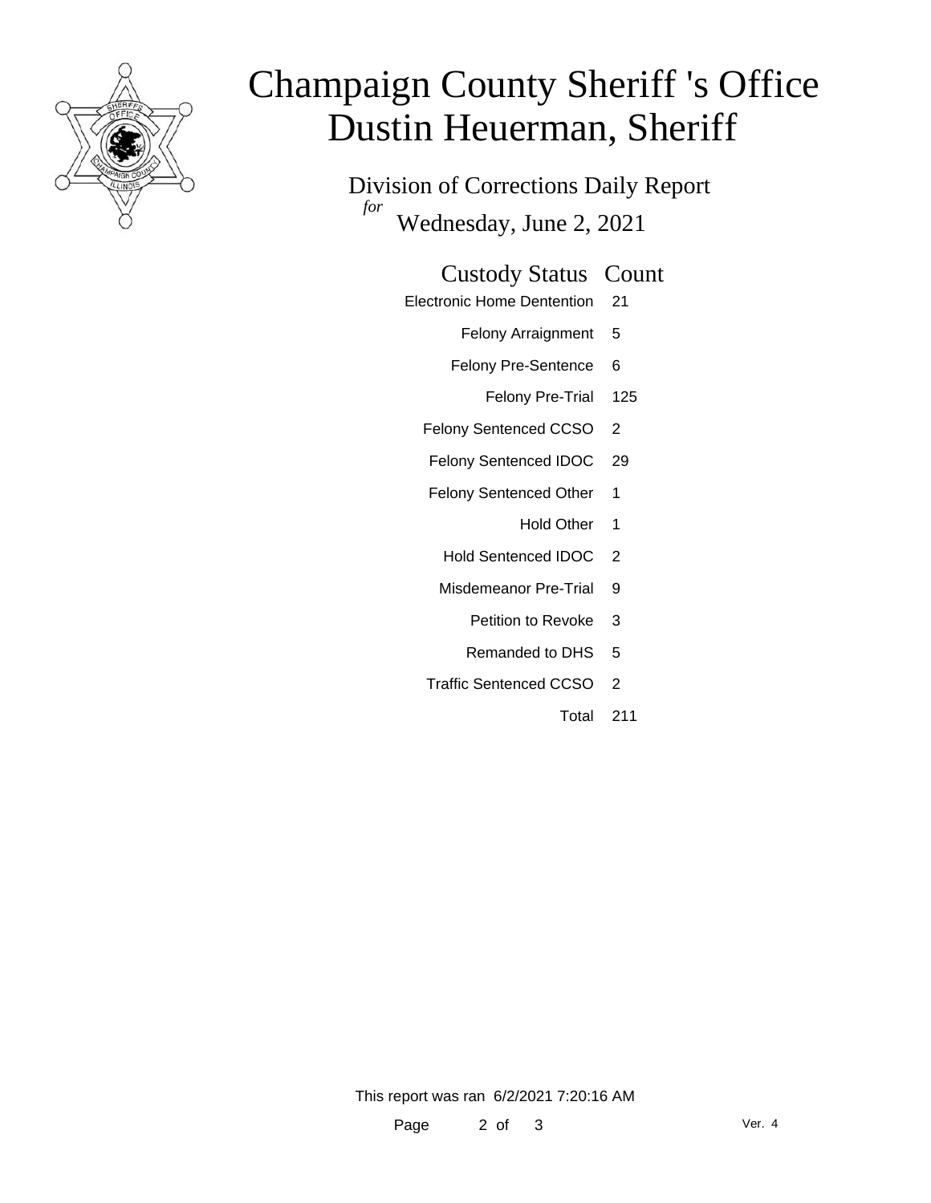# Champaign County Sheriff 's Office
# Dustin Heuerman, Sheriff

Division of Corrections Daily Report

*for*

Wednesday, June 2, 2021

| Custody Status | Count |
|---|---|
| Electronic Home Dentention | 21 |
| Felony Arraignment | 5 |
| Felony Pre-Sentence | 6 |
| Felony Pre-Trial | 125 |
| Felony Sentenced CCSO | 2 |
| Felony Sentenced IDOC | 29 |
| Felony Sentenced Other | 1 |
| Hold Other | 1 |
| Hold Sentenced IDOC | 2 |
| Misdemeanor Pre-Trial | 9 |
| Petition to Revoke | 3 |
| Remanded to DHS | 5 |
| Traffic Sentenced CCSO | 2 |
| Total | 211 |

This report was ran 6/2/2021 7:20:16 AM

Ver. 4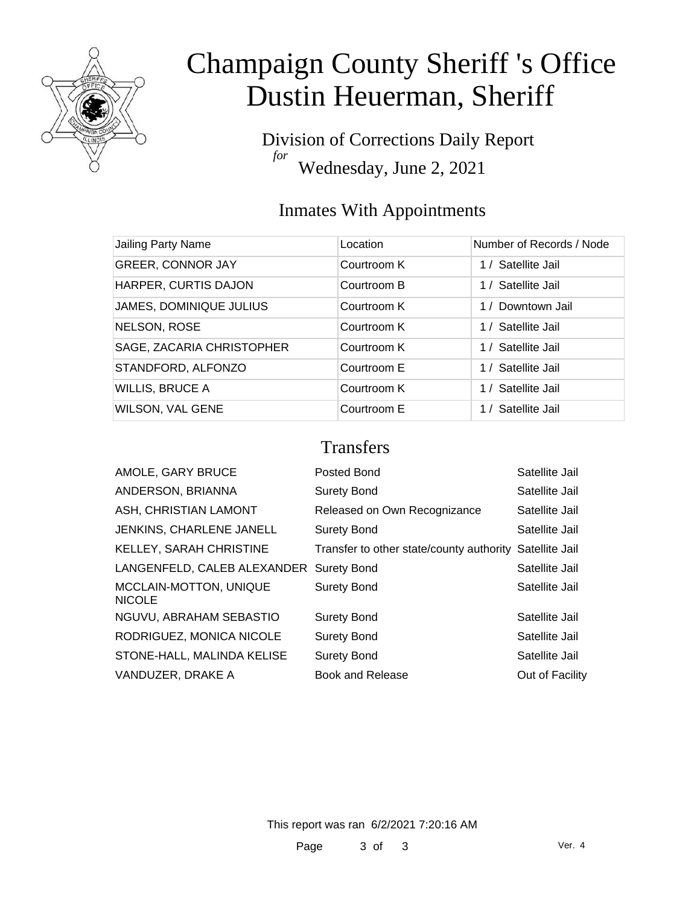# Champaign County Sheriff 's Office
# Dustin Heuerman, Sheriff

Division of Corrections Daily Report
*for*
Wednesday, June 2, 2021

## Inmates With Appointments

| Jailing Party Name | Location | Number of Records / Node |
| --- | --- | --- |
| GREER, CONNOR JAY | Courtroom K | 1 / Satellite Jail |
| HARPER, CURTIS DAJON | Courtroom B | 1 / Satellite Jail |
| JAMES, DOMINIQUE JULIUS | Courtroom K | 1 / Downtown Jail |
| NELSON, ROSE | Courtroom K | 1 / Satellite Jail |
| SAGE, ZACARIA CHRISTOPHER | Courtroom K | 1 / Satellite Jail |
| STANDFORD, ALFONZO | Courtroom E | 1 / Satellite Jail |
| WILLIS, BRUCE A | Courtroom K | 1 / Satellite Jail |
| WILSON, VAL GENE | Courtroom E | 1 / Satellite Jail |

## Transfers

| | | |
| --- | --- | --- |
| AMOLE, GARY BRUCE | Posted Bond | Satellite Jail |
| ANDERSON, BRIANNA | Surety Bond | Satellite Jail |
| ASH, CHRISTIAN LAMONT | Released on Own Recognizance | Satellite Jail |
| JENKINS, CHARLENE JANELL | Surety Bond | Satellite Jail |
| KELLEY, SARAH CHRISTINE | Transfer to other state/county authority | Satellite Jail |
| LANGENFELD, CALEB ALEXANDER | Surety Bond | Satellite Jail |
| MCCLAIN-MOTTON, UNIQUE NICOLE | Surety Bond | Satellite Jail |
| NGUVU, ABRAHAM SEBASTIO | Surety Bond | Satellite Jail |
| RODRIGUEZ, MONICA NICOLE | Surety Bond | Satellite Jail |
| STONE-HALL, MALINDA KELISE | Surety Bond | Satellite Jail |
| VANDUZER, DRAKE A | Book and Release | Out of Facility |

This report was ran 6/2/2021 7:20:16 AM